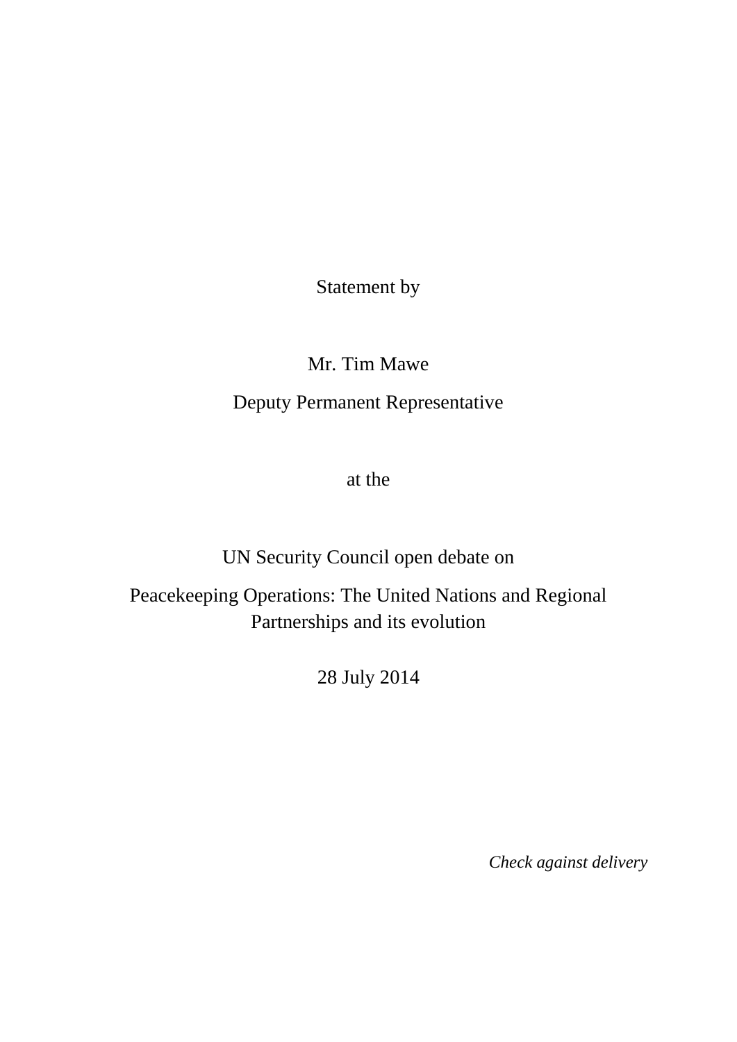Statement by

Mr. Tim Mawe

Deputy Permanent Representative

at the

UN Security Council open debate on

Peacekeeping Operations: The United Nations and Regional Partnerships and its evolution

28 July 2014

*Check against delivery*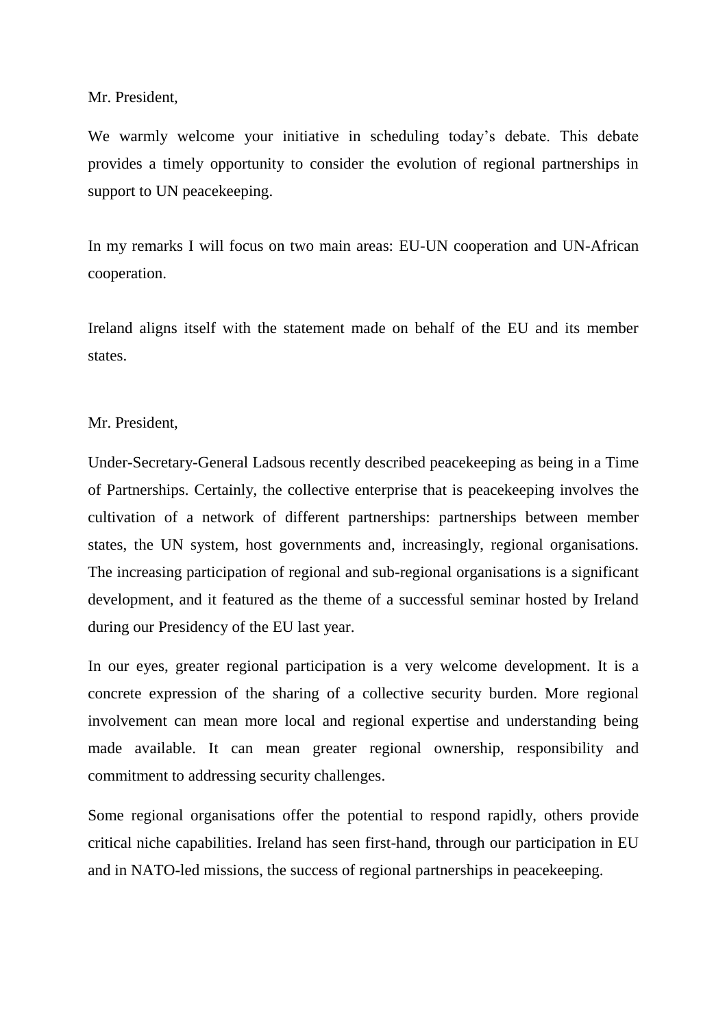Mr. President,

We warmly welcome your initiative in scheduling today's debate. This debate provides a timely opportunity to consider the evolution of regional partnerships in support to UN peacekeeping.

In my remarks I will focus on two main areas: EU-UN cooperation and UN-African cooperation.

Ireland aligns itself with the statement made on behalf of the EU and its member states.

Mr. President,

Under-Secretary-General Ladsous recently described peacekeeping as being in a Time of Partnerships. Certainly, the collective enterprise that is peacekeeping involves the cultivation of a network of different partnerships: partnerships between member states, the UN system, host governments and, increasingly, regional organisations. The increasing participation of regional and sub-regional organisations is a significant development, and it featured as the theme of a successful seminar hosted by Ireland during our Presidency of the EU last year.

In our eyes, greater regional participation is a very welcome development. It is a concrete expression of the sharing of a collective security burden. More regional involvement can mean more local and regional expertise and understanding being made available. It can mean greater regional ownership, responsibility and commitment to addressing security challenges.

Some regional organisations offer the potential to respond rapidly, others provide critical niche capabilities. Ireland has seen first-hand, through our participation in EU and in NATO-led missions, the success of regional partnerships in peacekeeping.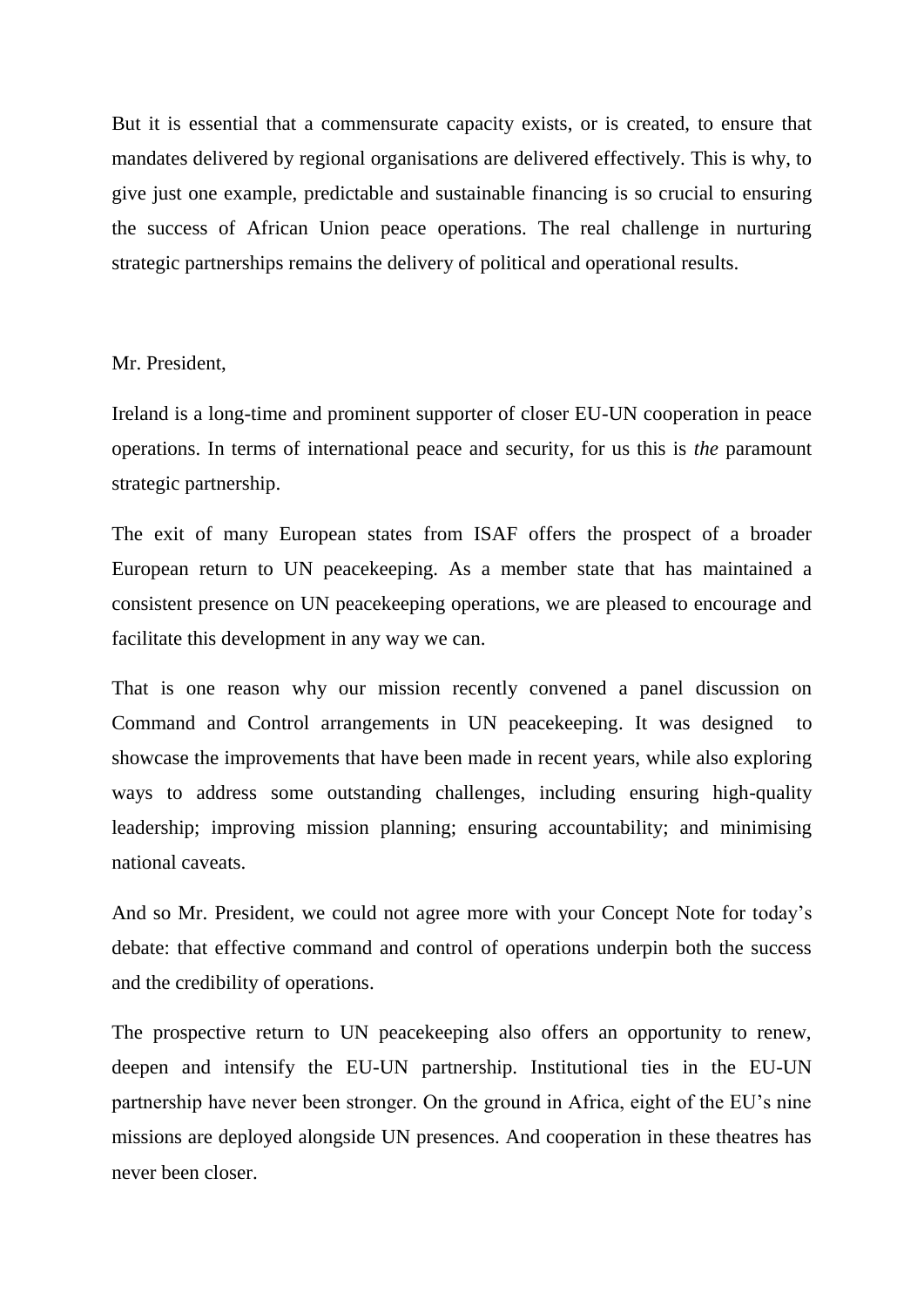But it is essential that a commensurate capacity exists, or is created, to ensure that mandates delivered by regional organisations are delivered effectively. This is why, to give just one example, predictable and sustainable financing is so crucial to ensuring the success of African Union peace operations. The real challenge in nurturing strategic partnerships remains the delivery of political and operational results.

Mr. President,

Ireland is a long-time and prominent supporter of closer EU-UN cooperation in peace operations. In terms of international peace and security, for us this is *the* paramount strategic partnership.

The exit of many European states from ISAF offers the prospect of a broader European return to UN peacekeeping. As a member state that has maintained a consistent presence on UN peacekeeping operations, we are pleased to encourage and facilitate this development in any way we can.

That is one reason why our mission recently convened a panel discussion on Command and Control arrangements in UN peacekeeping. It was designed to showcase the improvements that have been made in recent years, while also exploring ways to address some outstanding challenges, including ensuring high-quality leadership; improving mission planning; ensuring accountability; and minimising national caveats.

And so Mr. President, we could not agree more with your Concept Note for today's debate: that effective command and control of operations underpin both the success and the credibility of operations.

The prospective return to UN peacekeeping also offers an opportunity to renew, deepen and intensify the EU-UN partnership. Institutional ties in the EU-UN partnership have never been stronger. On the ground in Africa, eight of the EU's nine missions are deployed alongside UN presences. And cooperation in these theatres has never been closer.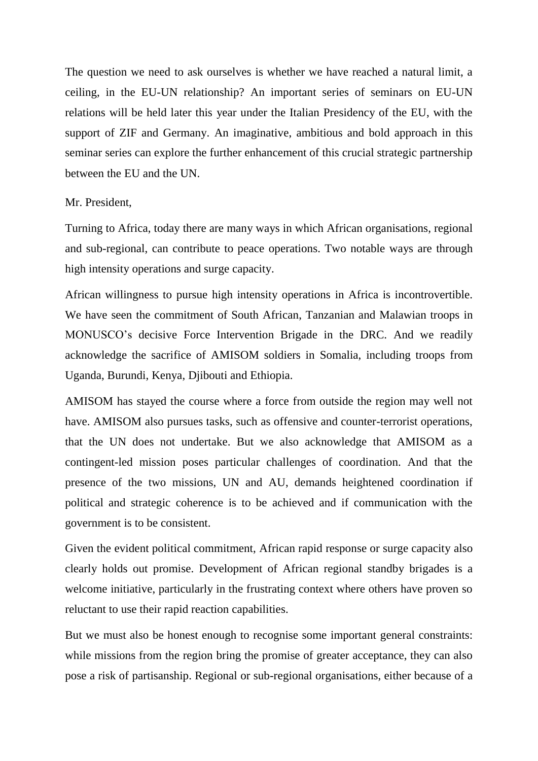The question we need to ask ourselves is whether we have reached a natural limit, a ceiling, in the EU-UN relationship? An important series of seminars on EU-UN relations will be held later this year under the Italian Presidency of the EU, with the support of ZIF and Germany. An imaginative, ambitious and bold approach in this seminar series can explore the further enhancement of this crucial strategic partnership between the EU and the UN.

Mr. President,

Turning to Africa, today there are many ways in which African organisations, regional and sub-regional, can contribute to peace operations. Two notable ways are through high intensity operations and surge capacity.

African willingness to pursue high intensity operations in Africa is incontrovertible. We have seen the commitment of South African, Tanzanian and Malawian troops in MONUSCO's decisive Force Intervention Brigade in the DRC. And we readily acknowledge the sacrifice of AMISOM soldiers in Somalia, including troops from Uganda, Burundi, Kenya, Djibouti and Ethiopia.

AMISOM has stayed the course where a force from outside the region may well not have. AMISOM also pursues tasks, such as offensive and counter-terrorist operations, that the UN does not undertake. But we also acknowledge that AMISOM as a contingent-led mission poses particular challenges of coordination. And that the presence of the two missions, UN and AU, demands heightened coordination if political and strategic coherence is to be achieved and if communication with the government is to be consistent.

Given the evident political commitment, African rapid response or surge capacity also clearly holds out promise. Development of African regional standby brigades is a welcome initiative, particularly in the frustrating context where others have proven so reluctant to use their rapid reaction capabilities.

But we must also be honest enough to recognise some important general constraints: while missions from the region bring the promise of greater acceptance, they can also pose a risk of partisanship. Regional or sub-regional organisations, either because of a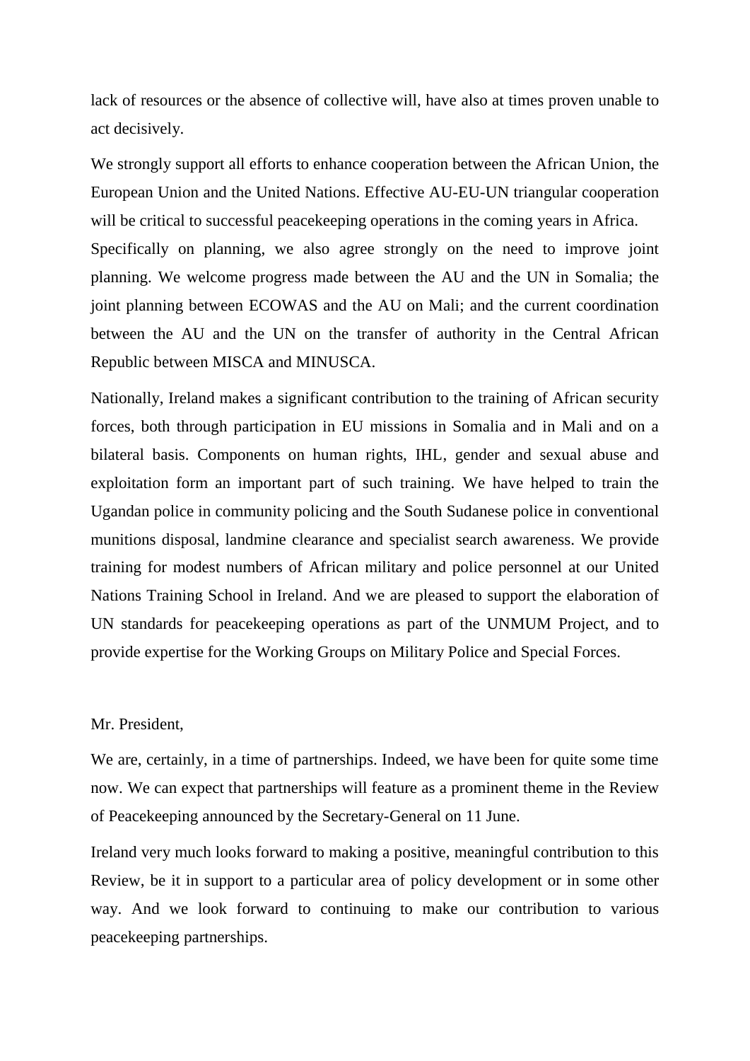lack of resources or the absence of collective will, have also at times proven unable to act decisively.

We strongly support all efforts to enhance cooperation between the African Union, the European Union and the United Nations. Effective AU-EU-UN triangular cooperation will be critical to successful peacekeeping operations in the coming years in Africa.

Specifically on planning, we also agree strongly on the need to improve joint planning. We welcome progress made between the AU and the UN in Somalia; the joint planning between ECOWAS and the AU on Mali; and the current coordination between the AU and the UN on the transfer of authority in the Central African Republic between MISCA and MINUSCA.

Nationally, Ireland makes a significant contribution to the training of African security forces, both through participation in EU missions in Somalia and in Mali and on a bilateral basis. Components on human rights, IHL, gender and sexual abuse and exploitation form an important part of such training. We have helped to train the Ugandan police in community policing and the South Sudanese police in conventional munitions disposal, landmine clearance and specialist search awareness. We provide training for modest numbers of African military and police personnel at our United Nations Training School in Ireland. And we are pleased to support the elaboration of UN standards for peacekeeping operations as part of the UNMUM Project, and to provide expertise for the Working Groups on Military Police and Special Forces.

Mr. President,

We are, certainly, in a time of partnerships. Indeed, we have been for quite some time now. We can expect that partnerships will feature as a prominent theme in the Review of Peacekeeping announced by the Secretary-General on 11 June.

Ireland very much looks forward to making a positive, meaningful contribution to this Review, be it in support to a particular area of policy development or in some other way. And we look forward to continuing to make our contribution to various peacekeeping partnerships.